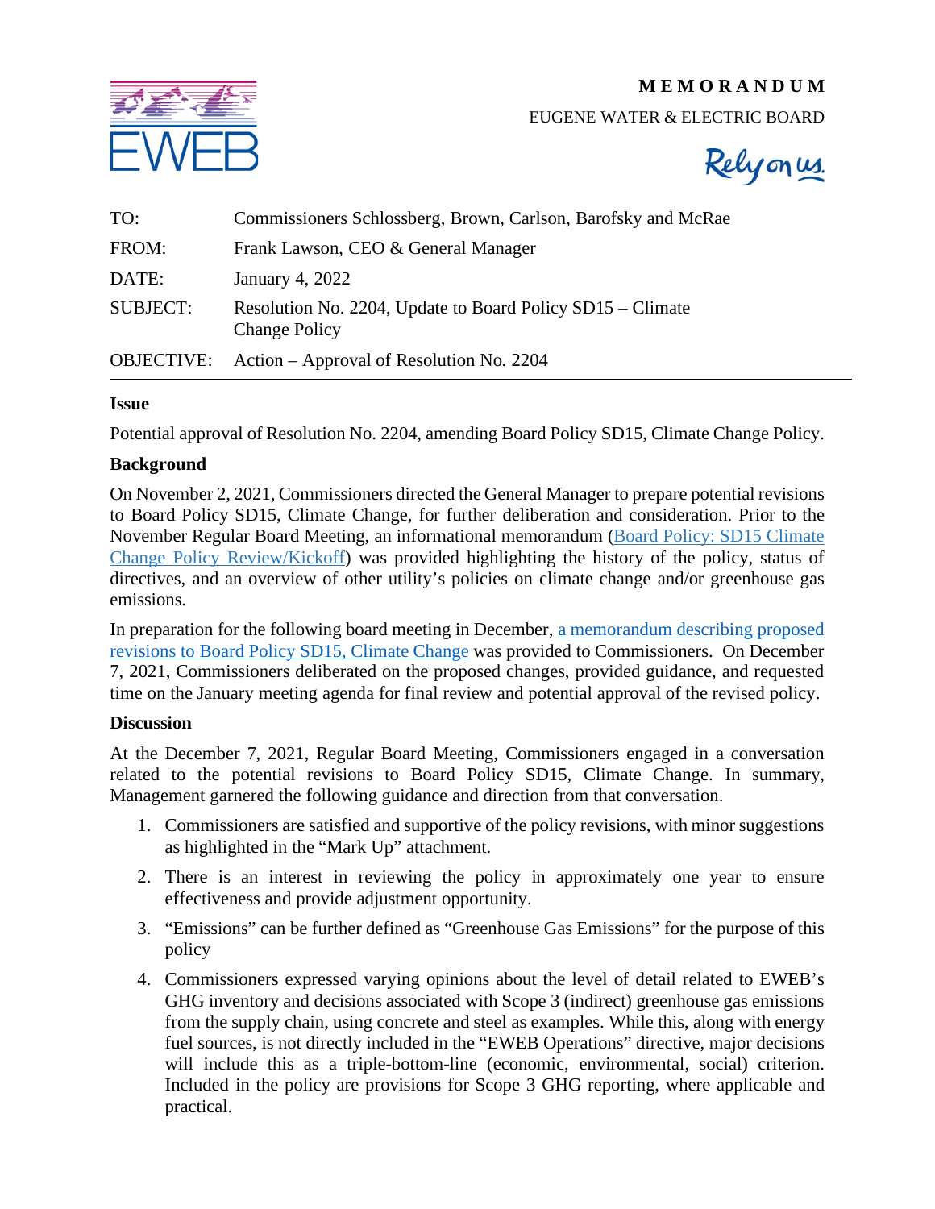# MEMORANDUM

EUGENE WATER & ELECTRIC BOARD

Rely on us.

| | |
|---|---|
| TO: | Commissioners Schlossberg, Brown, Carlson, Barofsky and McRae |
| FROM: | Frank Lawson, CEO & General Manager |
| DATE: | January 4, 2022 |
| SUBJECT: | Resolution No. 2204, Update to Board Policy SD15 – Climate Change Policy |
| OBJECTIVE: | Action – Approval of Resolution No. 2204 |

**Issue**

Potential approval of Resolution No. 2204, amending Board Policy SD15, Climate Change Policy.

**Background**

On November 2, 2021, Commissioners directed the General Manager to prepare potential revisions to Board Policy SD15, Climate Change, for further deliberation and consideration. Prior to the November Regular Board Meeting, an informational memorandum (Board Policy: SD15 Climate Change Policy Review/Kickoff) was provided highlighting the history of the policy, status of directives, and an overview of other utility's policies on climate change and/or greenhouse gas emissions.

In preparation for the following board meeting in December, a memorandum describing proposed revisions to Board Policy SD15, Climate Change was provided to Commissioners. On December 7, 2021, Commissioners deliberated on the proposed changes, provided guidance, and requested time on the January meeting agenda for final review and potential approval of the revised policy.

**Discussion**

At the December 7, 2021, Regular Board Meeting, Commissioners engaged in a conversation related to the potential revisions to Board Policy SD15, Climate Change. In summary, Management garnered the following guidance and direction from that conversation.

1. Commissioners are satisfied and supportive of the policy revisions, with minor suggestions as highlighted in the "Mark Up" attachment.
2. There is an interest in reviewing the policy in approximately one year to ensure effectiveness and provide adjustment opportunity.
3. "Emissions" can be further defined as "Greenhouse Gas Emissions" for the purpose of this policy
4. Commissioners expressed varying opinions about the level of detail related to EWEB's GHG inventory and decisions associated with Scope 3 (indirect) greenhouse gas emissions from the supply chain, using concrete and steel as examples. While this, along with energy fuel sources, is not directly included in the "EWEB Operations" directive, major decisions will include this as a triple-bottom-line (economic, environmental, social) criterion. Included in the policy are provisions for Scope 3 GHG reporting, where applicable and practical.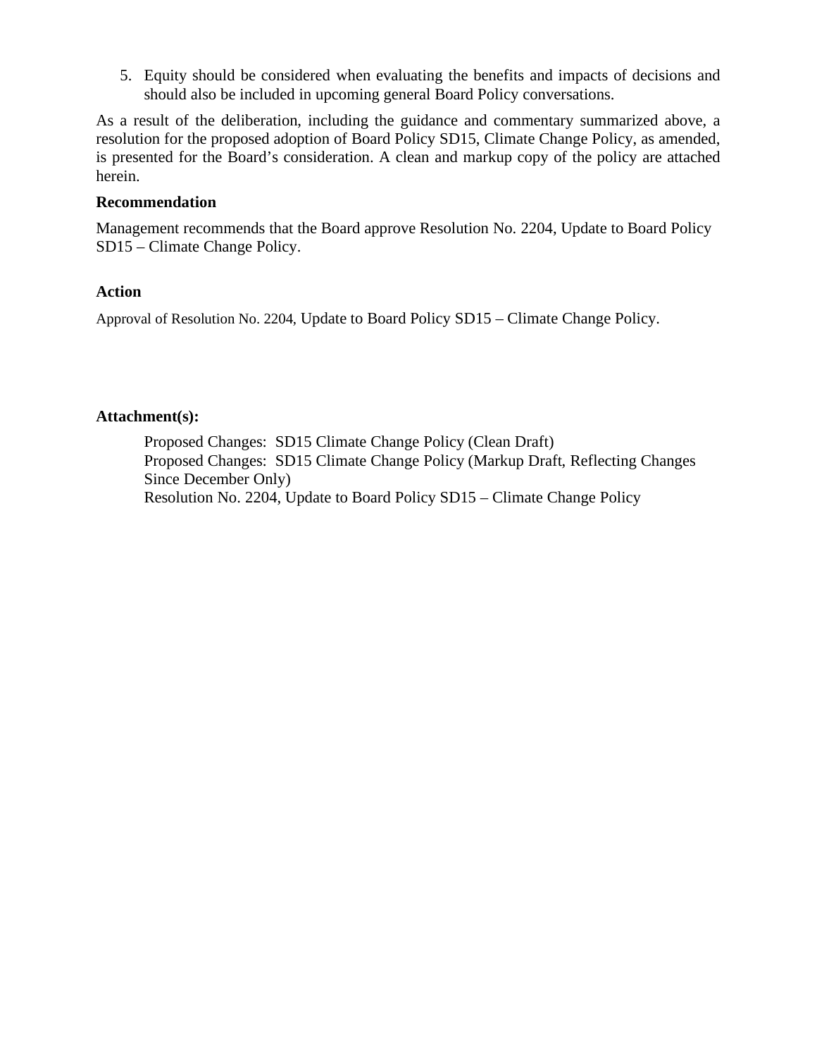5. Equity should be considered when evaluating the benefits and impacts of decisions and should also be included in upcoming general Board Policy conversations.

As a result of the deliberation, including the guidance and commentary summarized above, a resolution for the proposed adoption of Board Policy SD15, Climate Change Policy, as amended, is presented for the Board's consideration. A clean and markup copy of the policy are attached herein.

**Recommendation**

Management recommends that the Board approve Resolution No. 2204, Update to Board Policy SD15 – Climate Change Policy.

**Action**

Approval of Resolution No. 2204, Update to Board Policy SD15 – Climate Change Policy.

**Attachment(s):**

Proposed Changes: SD15 Climate Change Policy (Clean Draft)
Proposed Changes: SD15 Climate Change Policy (Markup Draft, Reflecting Changes Since December Only)
Resolution No. 2204, Update to Board Policy SD15 – Climate Change Policy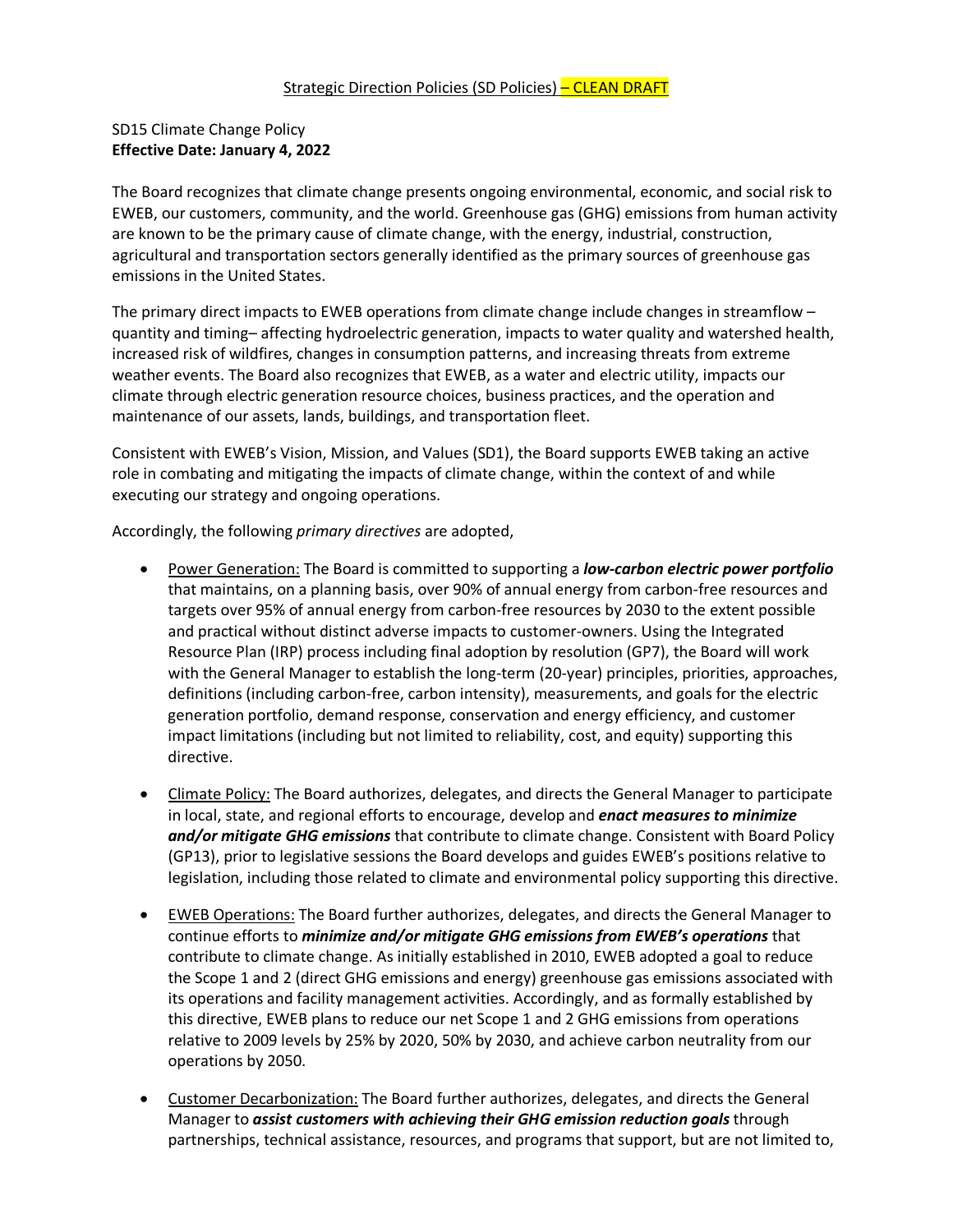Strategic Direction Policies (SD Policies) – CLEAN DRAFT

SD15 Climate Change Policy
**Effective Date: January 4, 2022**

The Board recognizes that climate change presents ongoing environmental, economic, and social risk to EWEB, our customers, community, and the world. Greenhouse gas (GHG) emissions from human activity are known to be the primary cause of climate change, with the energy, industrial, construction, agricultural and transportation sectors generally identified as the primary sources of greenhouse gas emissions in the United States.

The primary direct impacts to EWEB operations from climate change include changes in streamflow – quantity and timing– affecting hydroelectric generation, impacts to water quality and watershed health, increased risk of wildfires, changes in consumption patterns, and increasing threats from extreme weather events. The Board also recognizes that EWEB, as a water and electric utility, impacts our climate through electric generation resource choices, business practices, and the operation and maintenance of our assets, lands, buildings, and transportation fleet.

Consistent with EWEB's Vision, Mission, and Values (SD1), the Board supports EWEB taking an active role in combating and mitigating the impacts of climate change, within the context of and while executing our strategy and ongoing operations.

Accordingly, the following *primary directives* are adopted,

- Power Generation: The Board is committed to supporting a ***low-carbon electric power portfolio*** that maintains, on a planning basis, over 90% of annual energy from carbon-free resources and targets over 95% of annual energy from carbon-free resources by 2030 to the extent possible and practical without distinct adverse impacts to customer-owners. Using the Integrated Resource Plan (IRP) process including final adoption by resolution (GP7), the Board will work with the General Manager to establish the long-term (20-year) principles, priorities, approaches, definitions (including carbon-free, carbon intensity), measurements, and goals for the electric generation portfolio, demand response, conservation and energy efficiency, and customer impact limitations (including but not limited to reliability, cost, and equity) supporting this directive.

- Climate Policy: The Board authorizes, delegates, and directs the General Manager to participate in local, state, and regional efforts to encourage, develop and ***enact measures to minimize and/or mitigate GHG emissions*** that contribute to climate change. Consistent with Board Policy (GP13), prior to legislative sessions the Board develops and guides EWEB's positions relative to legislation, including those related to climate and environmental policy supporting this directive.

- EWEB Operations: The Board further authorizes, delegates, and directs the General Manager to continue efforts to ***minimize and/or mitigate GHG emissions from EWEB's operations*** that contribute to climate change. As initially established in 2010, EWEB adopted a goal to reduce the Scope 1 and 2 (direct GHG emissions and energy) greenhouse gas emissions associated with its operations and facility management activities. Accordingly, and as formally established by this directive, EWEB plans to reduce our net Scope 1 and 2 GHG emissions from operations relative to 2009 levels by 25% by 2020, 50% by 2030, and achieve carbon neutrality from our operations by 2050.

- Customer Decarbonization: The Board further authorizes, delegates, and directs the General Manager to ***assist customers with achieving their GHG emission reduction goals*** through partnerships, technical assistance, resources, and programs that support, but are not limited to,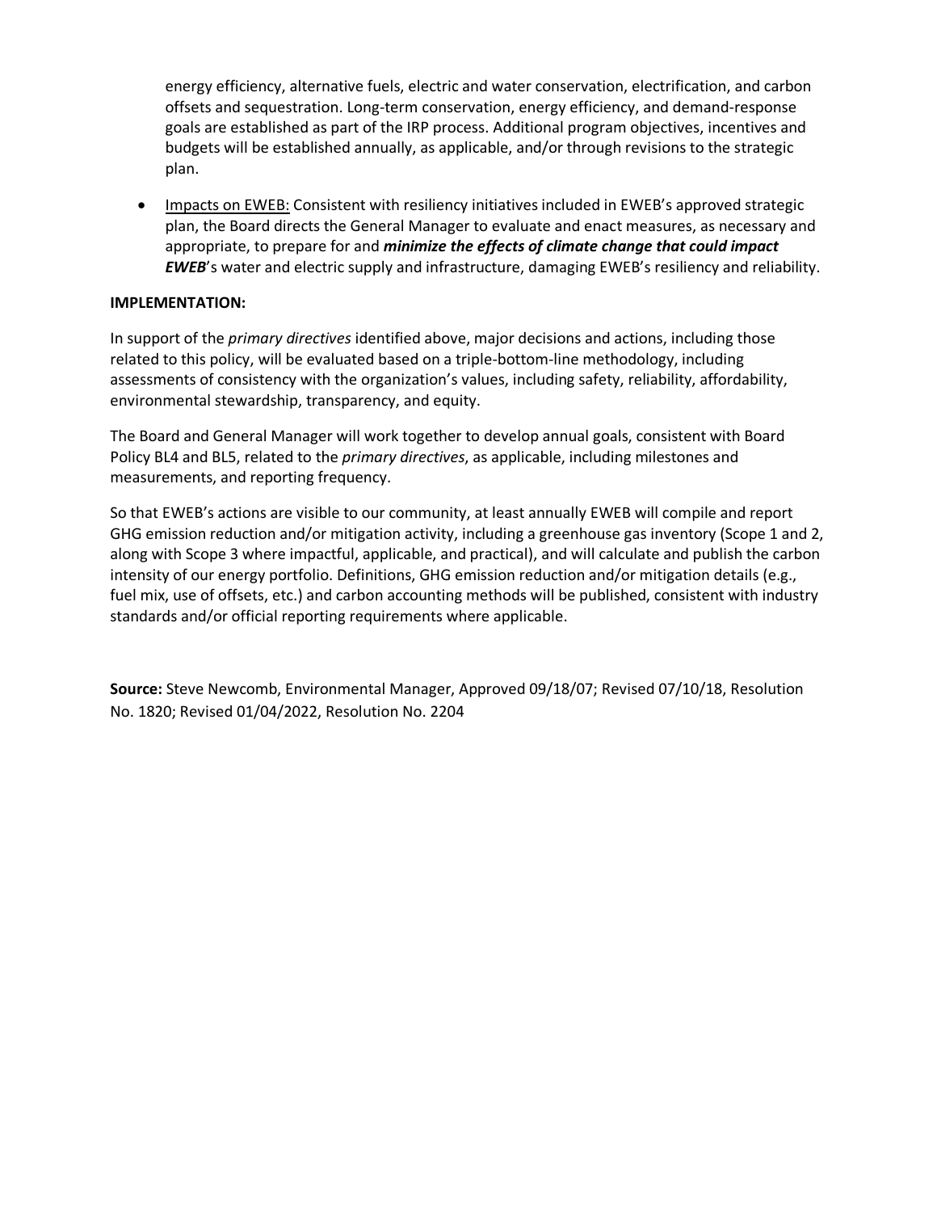energy efficiency, alternative fuels, electric and water conservation, electrification, and carbon offsets and sequestration. Long-term conservation, energy efficiency, and demand-response goals are established as part of the IRP process. Additional program objectives, incentives and budgets will be established annually, as applicable, and/or through revisions to the strategic plan.

- Impacts on EWEB: Consistent with resiliency initiatives included in EWEB's approved strategic plan, the Board directs the General Manager to evaluate and enact measures, as necessary and appropriate, to prepare for and ***minimize the effects of climate change that could impact EWEB***'s water and electric supply and infrastructure, damaging EWEB's resiliency and reliability.

**IMPLEMENTATION:**

In support of the *primary directives* identified above, major decisions and actions, including those related to this policy, will be evaluated based on a triple-bottom-line methodology, including assessments of consistency with the organization's values, including safety, reliability, affordability, environmental stewardship, transparency, and equity.

The Board and General Manager will work together to develop annual goals, consistent with Board Policy BL4 and BL5, related to the *primary directives*, as applicable, including milestones and measurements, and reporting frequency.

So that EWEB's actions are visible to our community, at least annually EWEB will compile and report GHG emission reduction and/or mitigation activity, including a greenhouse gas inventory (Scope 1 and 2, along with Scope 3 where impactful, applicable, and practical), and will calculate and publish the carbon intensity of our energy portfolio. Definitions, GHG emission reduction and/or mitigation details (e.g., fuel mix, use of offsets, etc.) and carbon accounting methods will be published, consistent with industry standards and/or official reporting requirements where applicable.

**Source:** Steve Newcomb, Environmental Manager, Approved 09/18/07; Revised 07/10/18, Resolution No. 1820; Revised 01/04/2022, Resolution No. 2204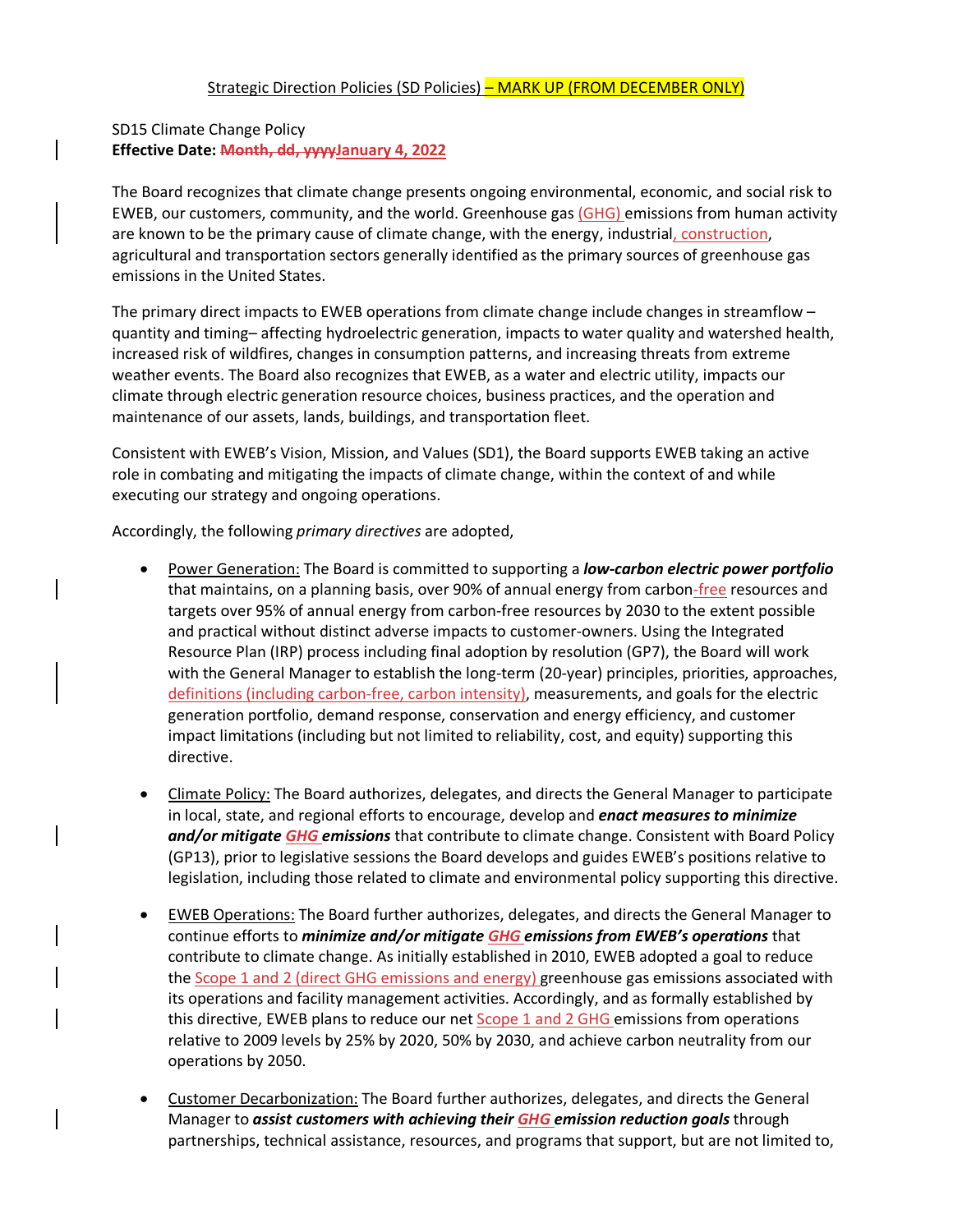Strategic Direction Policies (SD Policies) – MARK UP (FROM DECEMBER ONLY)

SD15 Climate Change Policy
**Effective Date: ~~Month, dd, yyyy~~January 4, 2022**

The Board recognizes that climate change presents ongoing environmental, economic, and social risk to EWEB, our customers, community, and the world. Greenhouse gas (GHG) emissions from human activity are known to be the primary cause of climate change, with the energy, industrial, construction, agricultural and transportation sectors generally identified as the primary sources of greenhouse gas emissions in the United States.

The primary direct impacts to EWEB operations from climate change include changes in streamflow – quantity and timing– affecting hydroelectric generation, impacts to water quality and watershed health, increased risk of wildfires, changes in consumption patterns, and increasing threats from extreme weather events. The Board also recognizes that EWEB, as a water and electric utility, impacts our climate through electric generation resource choices, business practices, and the operation and maintenance of our assets, lands, buildings, and transportation fleet.

Consistent with EWEB's Vision, Mission, and Values (SD1), the Board supports EWEB taking an active role in combating and mitigating the impacts of climate change, within the context of and while executing our strategy and ongoing operations.

Accordingly, the following *primary directives* are adopted,

- Power Generation: The Board is committed to supporting a ***low-carbon electric power portfolio*** that maintains, on a planning basis, over 90% of annual energy from carbon-free resources and targets over 95% of annual energy from carbon-free resources by 2030 to the extent possible and practical without distinct adverse impacts to customer-owners. Using the Integrated Resource Plan (IRP) process including final adoption by resolution (GP7), the Board will work with the General Manager to establish the long-term (20-year) principles, priorities, approaches, definitions (including carbon-free, carbon intensity), measurements, and goals for the electric generation portfolio, demand response, conservation and energy efficiency, and customer impact limitations (including but not limited to reliability, cost, and equity) supporting this directive.

- Climate Policy: The Board authorizes, delegates, and directs the General Manager to participate in local, state, and regional efforts to encourage, develop and ***enact measures to minimize and/or mitigate GHG emissions*** that contribute to climate change. Consistent with Board Policy (GP13), prior to legislative sessions the Board develops and guides EWEB's positions relative to legislation, including those related to climate and environmental policy supporting this directive.

- EWEB Operations: The Board further authorizes, delegates, and directs the General Manager to continue efforts to ***minimize and/or mitigate GHG emissions from EWEB's operations*** that contribute to climate change. As initially established in 2010, EWEB adopted a goal to reduce the Scope 1 and 2 (direct GHG emissions and energy) greenhouse gas emissions associated with its operations and facility management activities. Accordingly, and as formally established by this directive, EWEB plans to reduce our net Scope 1 and 2 GHG emissions from operations relative to 2009 levels by 25% by 2020, 50% by 2030, and achieve carbon neutrality from our operations by 2050.

- Customer Decarbonization: The Board further authorizes, delegates, and directs the General Manager to ***assist customers with achieving their GHG emission reduction goals*** through partnerships, technical assistance, resources, and programs that support, but are not limited to,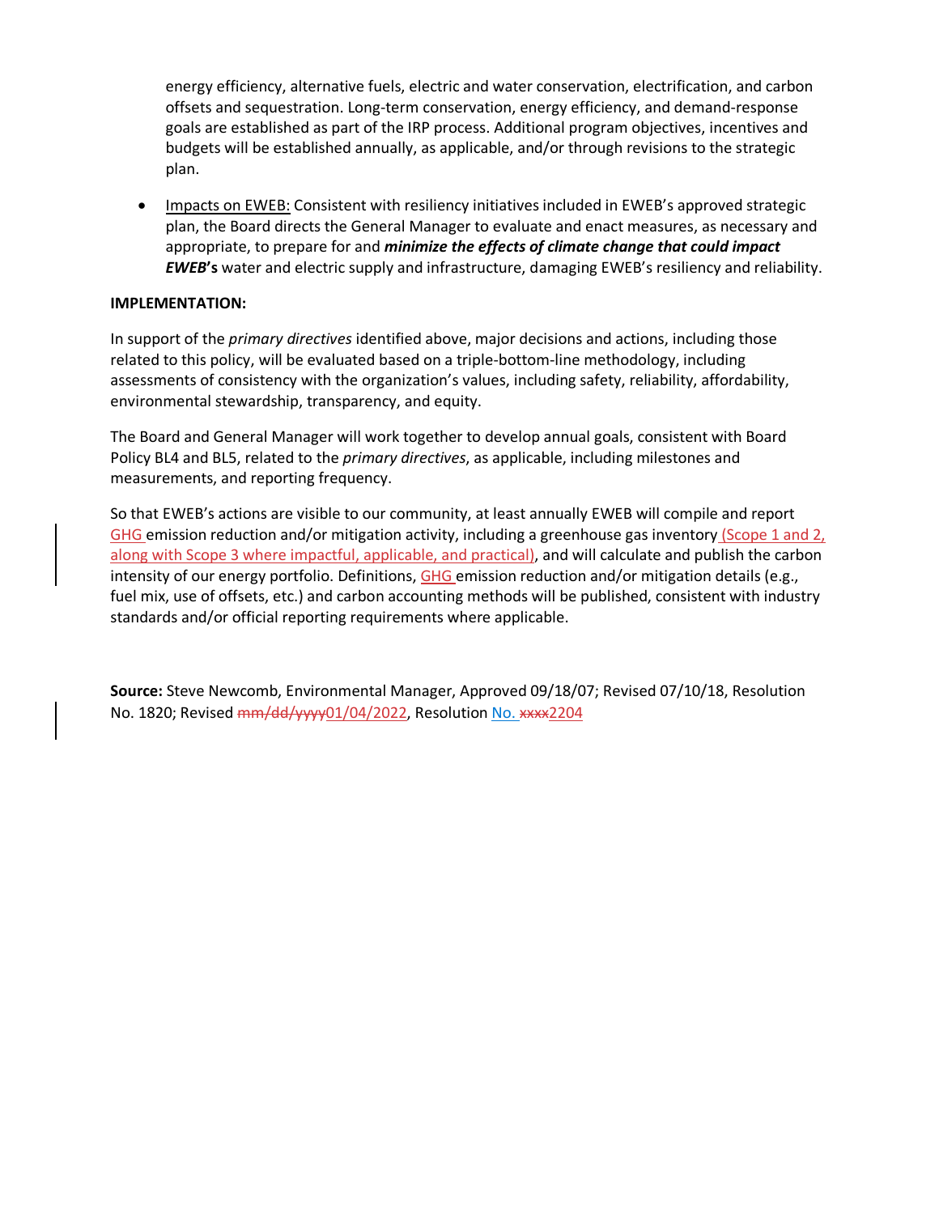energy efficiency, alternative fuels, electric and water conservation, electrification, and carbon offsets and sequestration. Long-term conservation, energy efficiency, and demand-response goals are established as part of the IRP process. Additional program objectives, incentives and budgets will be established annually, as applicable, and/or through revisions to the strategic plan.

- Impacts on EWEB: Consistent with resiliency initiatives included in EWEB's approved strategic plan, the Board directs the General Manager to evaluate and enact measures, as necessary and appropriate, to prepare for and ***minimize the effects of climate change that could impact EWEB*****'s** water and electric supply and infrastructure, damaging EWEB's resiliency and reliability.

**IMPLEMENTATION:**

In support of the *primary directives* identified above, major decisions and actions, including those related to this policy, will be evaluated based on a triple-bottom-line methodology, including assessments of consistency with the organization's values, including safety, reliability, affordability, environmental stewardship, transparency, and equity.

The Board and General Manager will work together to develop annual goals, consistent with Board Policy BL4 and BL5, related to the *primary directives*, as applicable, including milestones and measurements, and reporting frequency.

So that EWEB's actions are visible to our community, at least annually EWEB will compile and report GHG emission reduction and/or mitigation activity, including a greenhouse gas inventory (Scope 1 and 2, along with Scope 3 where impactful, applicable, and practical), and will calculate and publish the carbon intensity of our energy portfolio. Definitions, GHG emission reduction and/or mitigation details (e.g., fuel mix, use of offsets, etc.) and carbon accounting methods will be published, consistent with industry standards and/or official reporting requirements where applicable.

**Source:** Steve Newcomb, Environmental Manager, Approved 09/18/07; Revised 07/10/18, Resolution No. 1820; Revised ~~mm/dd/yyyy~~01/04/2022, Resolution No. ~~xxxx~~2204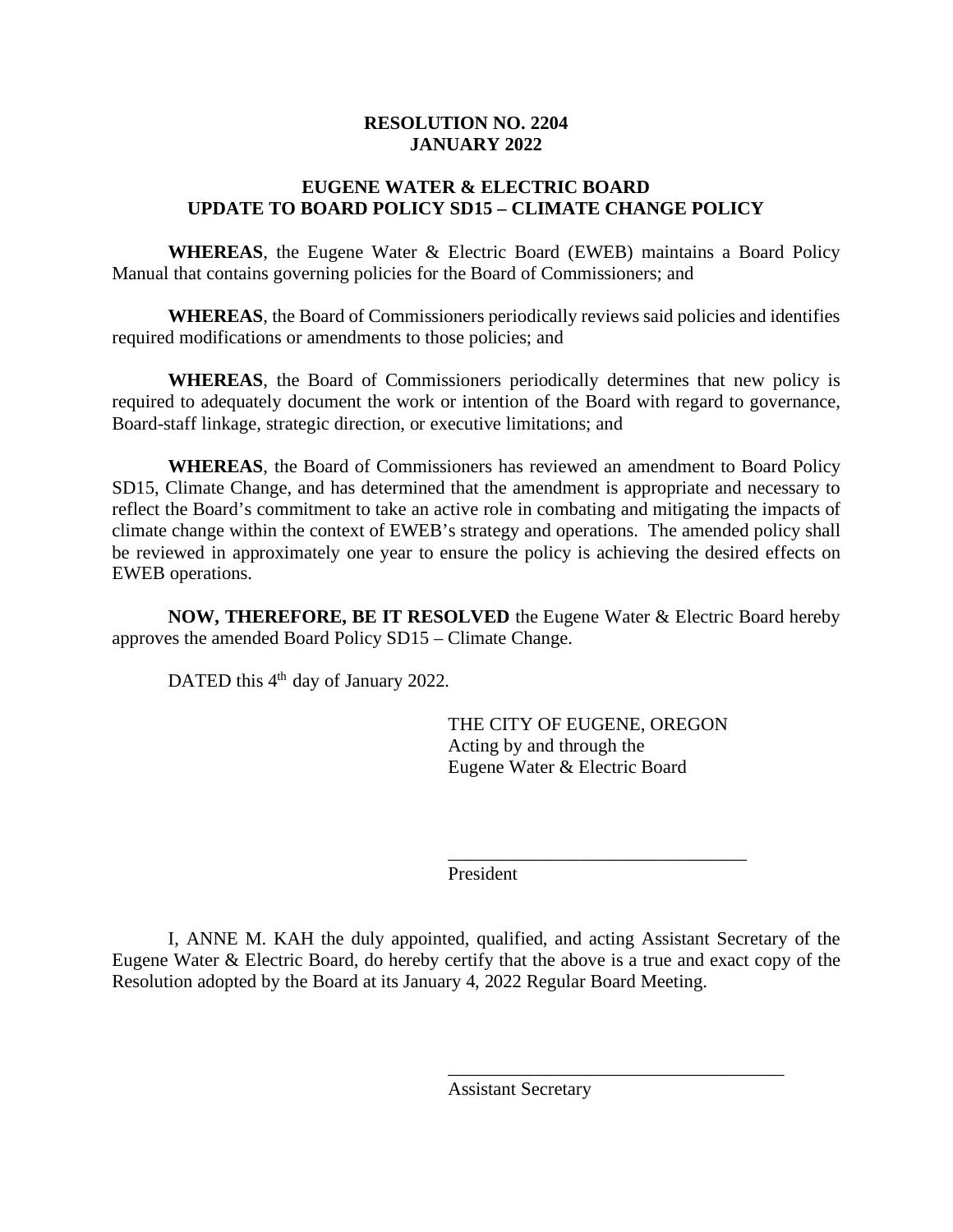**RESOLUTION NO. 2204**
**JANUARY 2022**

**EUGENE WATER & ELECTRIC BOARD**
**UPDATE TO BOARD POLICY SD15 – CLIMATE CHANGE POLICY**

**WHEREAS**, the Eugene Water & Electric Board (EWEB) maintains a Board Policy Manual that contains governing policies for the Board of Commissioners; and

**WHEREAS**, the Board of Commissioners periodically reviews said policies and identifies required modifications or amendments to those policies; and

**WHEREAS**, the Board of Commissioners periodically determines that new policy is required to adequately document the work or intention of the Board with regard to governance, Board-staff linkage, strategic direction, or executive limitations; and

**WHEREAS**, the Board of Commissioners has reviewed an amendment to Board Policy SD15, Climate Change, and has determined that the amendment is appropriate and necessary to reflect the Board's commitment to take an active role in combating and mitigating the impacts of climate change within the context of EWEB's strategy and operations. The amended policy shall be reviewed in approximately one year to ensure the policy is achieving the desired effects on EWEB operations.

**NOW, THEREFORE, BE IT RESOLVED** the Eugene Water & Electric Board hereby approves the amended Board Policy SD15 – Climate Change.

DATED this 4th day of January 2022.

THE CITY OF EUGENE, OREGON
Acting by and through the
Eugene Water & Electric Board

\_\_\_\_\_\_\_\_\_\_\_\_\_\_\_\_\_\_\_\_\_\_\_\_\_\_\_\_\_\_\_\_
President

I, ANNE M. KAH the duly appointed, qualified, and acting Assistant Secretary of the Eugene Water & Electric Board, do hereby certify that the above is a true and exact copy of the Resolution adopted by the Board at its January 4, 2022 Regular Board Meeting.

\_\_\_\_\_\_\_\_\_\_\_\_\_\_\_\_\_\_\_\_\_\_\_\_\_\_\_\_\_\_\_\_\_\_\_\_
Assistant Secretary